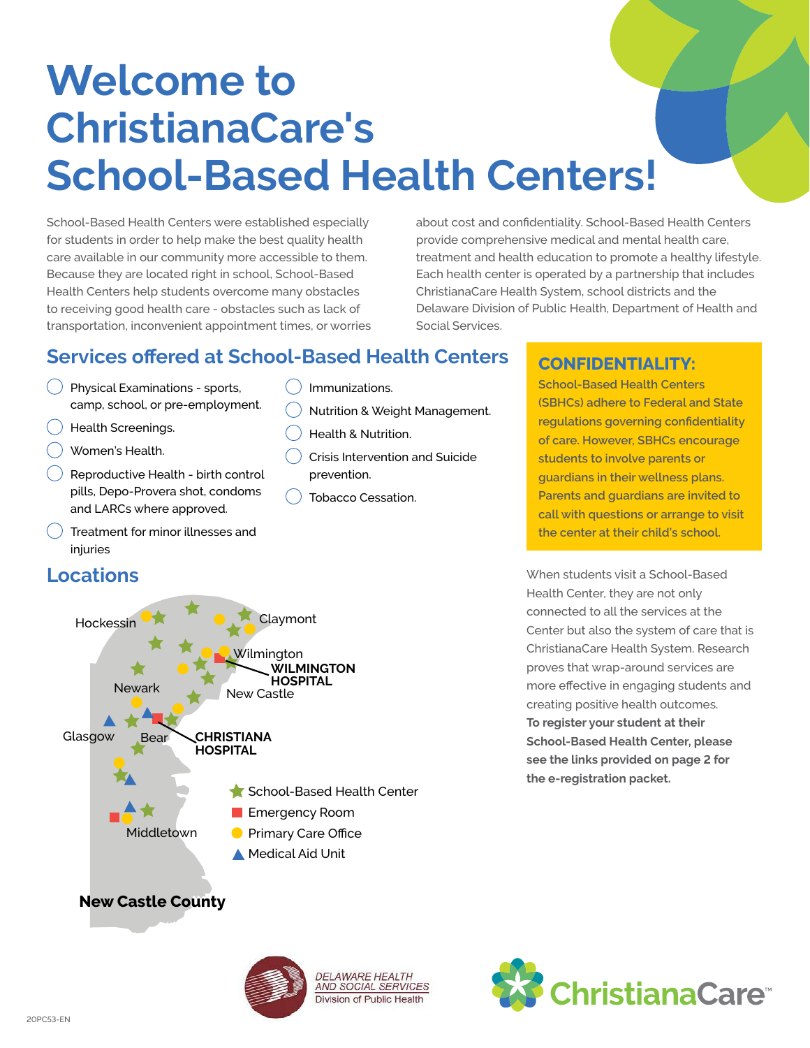# Welcome to ChristianaCare's School-Based Health Centers!

School-Based Health Centers were established especially for students in order to help make the best quality health care available in our community more accessible to them. Because they are located right in school, School-Based Health Centers help students overcome many obstacles to receiving good health care - obstacles such as lack of transportation, inconvenient appointment times, or worries about cost and confidentiality. School-Based Health Centers provide comprehensive medical and mental health care, treatment and health education to promote a healthy lifestyle. Each health center is operated by a partnership that includes ChristianaCare Health System, school districts and the Delaware Division of Public Health, Department of Health and Social Services.

## Services offered at School-Based Health Centers

- Physical Examinations - sports, camp, school, or pre-employment.
- Health Screenings.
- Women's Health.
- Reproductive Health - birth control pills, Depo-Provera shot, condoms and LARCs where approved.
- Treatment for minor illnesses and injuries
- Immunizations.
- Nutrition & Weight Management.
- Health & Nutrition.
- Crisis Intervention and Suicide prevention.
- Tobacco Cessation.

## CONFIDENTIALITY:

School-Based Health Centers (SBHCs) adhere to Federal and State regulations governing confidentiality of care. However, SBHCs encourage students to involve parents or guardians in their wellness plans. Parents and guardians are invited to call with questions or arrange to visit the center at their child's school.

## Locations

Hockessin, Claymont, Wilmington, **WILMINGTON HOSPITAL**, Newark, New Castle, Glasgow, Bear, **CHRISTIANA HOSPITAL**, Middletown

- School-Based Health Center
- Emergency Room
- Primary Care Office
- Medical Aid Unit

**New Castle County**

When students visit a School-Based Health Center, they are not only connected to all the services at the Center but also the system of care that is ChristianaCare Health System. Research proves that wrap-around services are more effective in engaging students and creating positive health outcomes.

**To register your student at their School-Based Health Center, please see the links provided on page 2 for the e-registration packet.**

DELAWARE HEALTH AND SOCIAL SERVICES
Division of Public Health

ChristianaCare™

20PC53-EN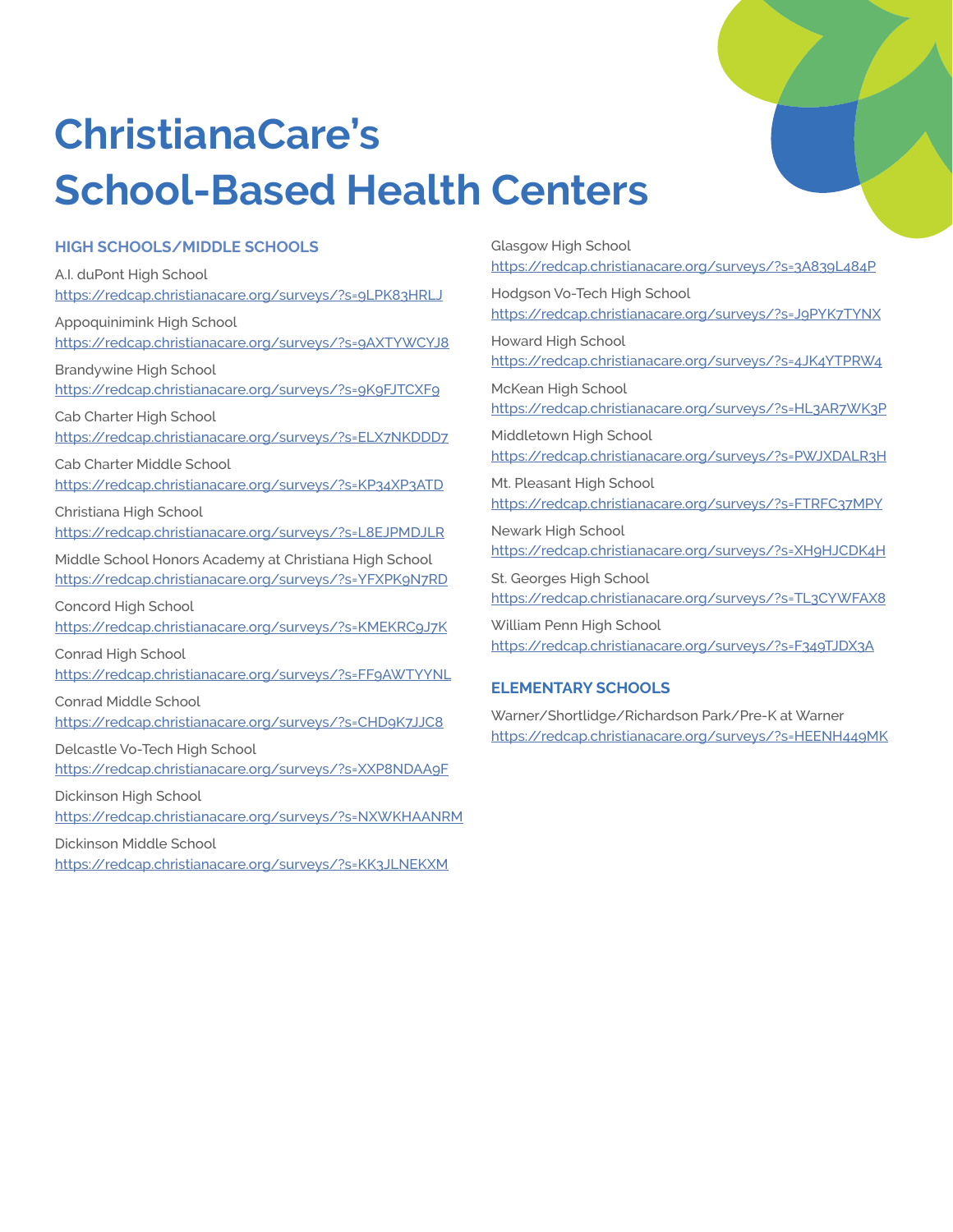# ChristianaCare's School-Based Health Centers

## HIGH SCHOOLS/MIDDLE SCHOOLS

A.I. duPont High School
https://redcap.christianacare.org/surveys/?s=9LPK83HRLJ

Appoquinimink High School
https://redcap.christianacare.org/surveys/?s=9AXTYWCYJ8

Brandywine High School
https://redcap.christianacare.org/surveys/?s=9K9FJTCXF9

Cab Charter High School
https://redcap.christianacare.org/surveys/?s=ELX7NKDDD7

Cab Charter Middle School
https://redcap.christianacare.org/surveys/?s=KP34XP3ATD

Christiana High School
https://redcap.christianacare.org/surveys/?s=L8EJPMDJLR

Middle School Honors Academy at Christiana High School
https://redcap.christianacare.org/surveys/?s=YFXPK9N7RD

Concord High School
https://redcap.christianacare.org/surveys/?s=KMEKRC9J7K

Conrad High School
https://redcap.christianacare.org/surveys/?s=FF9AWTYYNL

Conrad Middle School
https://redcap.christianacare.org/surveys/?s=CHD9K7JJC8

Delcastle Vo-Tech High School
https://redcap.christianacare.org/surveys/?s=XXP8NDAA9F

Dickinson High School
https://redcap.christianacare.org/surveys/?s=NXWKHAANRM

Dickinson Middle School
https://redcap.christianacare.org/surveys/?s=KK3JLNEKXM

Glasgow High School
https://redcap.christianacare.org/surveys/?s=3A839L484P

Hodgson Vo-Tech High School
https://redcap.christianacare.org/surveys/?s=J9PYK7TYNX

Howard High School
https://redcap.christianacare.org/surveys/?s=4JK4YTPRW4

McKean High School
https://redcap.christianacare.org/surveys/?s=HL3AR7WK3P

Middletown High School
https://redcap.christianacare.org/surveys/?s=PWJXDALR3H

Mt. Pleasant High School
https://redcap.christianacare.org/surveys/?s=FTRFC37MPY

Newark High School
https://redcap.christianacare.org/surveys/?s=XH9HJCDK4H

St. Georges High School
https://redcap.christianacare.org/surveys/?s=TL3CYWFAX8

William Penn High School
https://redcap.christianacare.org/surveys/?s=F349TJDX3A

## ELEMENTARY SCHOOLS

Warner/Shortlidge/Richardson Park/Pre-K at Warner
https://redcap.christianacare.org/surveys/?s=HEENH449MK